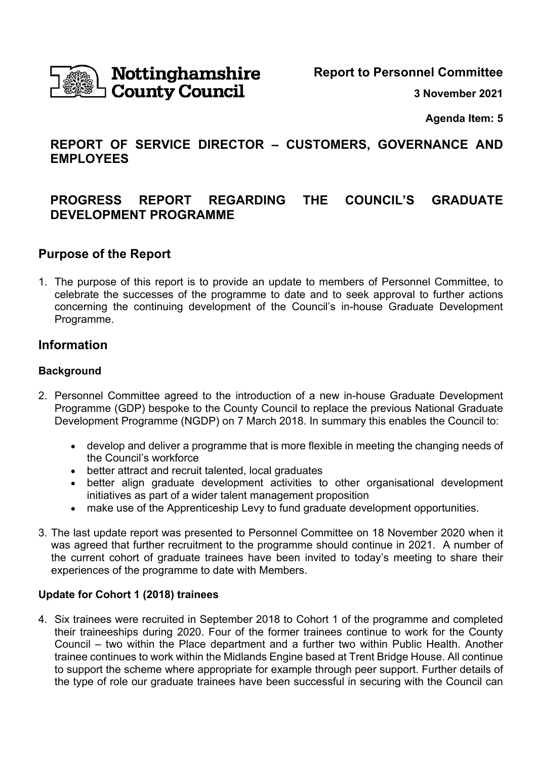Nottinghamshire County Council

**Report to Personnel Committee**

**3 November 2021**

**Agenda Item: 5**

## REPORT OF SERVICE DIRECTOR – CUSTOMERS, GOVERNANCE AND EMPLOYEES

## PROGRESS REPORT REGARDING THE COUNCIL'S GRADUATE DEVELOPMENT PROGRAMME

## Purpose of the Report

1. The purpose of this report is to provide an update to members of Personnel Committee, to celebrate the successes of the programme to date and to seek approval to further actions concerning the continuing development of the Council's in-house Graduate Development Programme.

## Information

### Background

2. Personnel Committee agreed to the introduction of a new in-house Graduate Development Programme (GDP) bespoke to the County Council to replace the previous National Graduate Development Programme (NGDP) on 7 March 2018. In summary this enables the Council to:

    - develop and deliver a programme that is more flexible in meeting the changing needs of the Council's workforce
    - better attract and recruit talented, local graduates
    - better align graduate development activities to other organisational development initiatives as part of a wider talent management proposition
    - make use of the Apprenticeship Levy to fund graduate development opportunities.

3. The last update report was presented to Personnel Committee on 18 November 2020 when it was agreed that further recruitment to the programme should continue in 2021. A number of the current cohort of graduate trainees have been invited to today's meeting to share their experiences of the programme to date with Members.

### Update for Cohort 1 (2018) trainees

4. Six trainees were recruited in September 2018 to Cohort 1 of the programme and completed their traineeships during 2020. Four of the former trainees continue to work for the County Council – two within the Place department and a further two within Public Health. Another trainee continues to work within the Midlands Engine based at Trent Bridge House. All continue to support the scheme where appropriate for example through peer support. Further details of the type of role our graduate trainees have been successful in securing with the Council can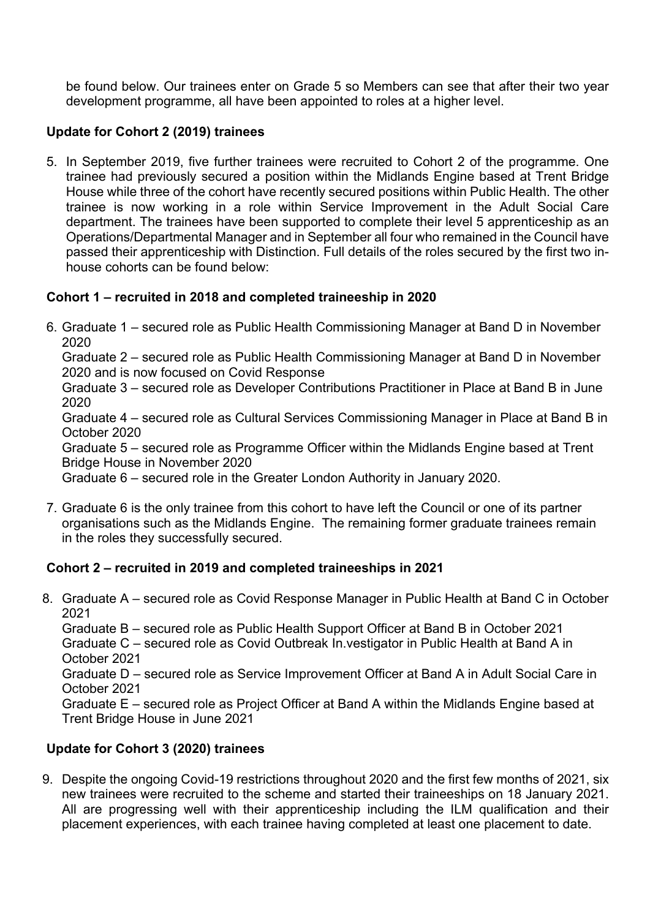be found below. Our trainees enter on Grade 5 so Members can see that after their two year development programme, all have been appointed to roles at a higher level.

### Update for Cohort 2 (2019) trainees

5. In September 2019, five further trainees were recruited to Cohort 2 of the programme. One trainee had previously secured a position within the Midlands Engine based at Trent Bridge House while three of the cohort have recently secured positions within Public Health. The other trainee is now working in a role within Service Improvement in the Adult Social Care department. The trainees have been supported to complete their level 5 apprenticeship as an Operations/Departmental Manager and in September all four who remained in the Council have passed their apprenticeship with Distinction. Full details of the roles secured by the first two in-house cohorts can be found below:

### Cohort 1 – recruited in 2018 and completed traineeship in 2020

6. Graduate 1 – secured role as Public Health Commissioning Manager at Band D in November 2020
   Graduate 2 – secured role as Public Health Commissioning Manager at Band D in November 2020 and is now focused on Covid Response
   Graduate 3 – secured role as Developer Contributions Practitioner in Place at Band B in June 2020
   Graduate 4 – secured role as Cultural Services Commissioning Manager in Place at Band B in October 2020
   Graduate 5 – secured role as Programme Officer within the Midlands Engine based at Trent Bridge House in November 2020
   Graduate 6 – secured role in the Greater London Authority in January 2020.

7. Graduate 6 is the only trainee from this cohort to have left the Council or one of its partner organisations such as the Midlands Engine. The remaining former graduate trainees remain in the roles they successfully secured.

### Cohort 2 – recruited in 2019 and completed traineeships in 2021

8. Graduate A – secured role as Covid Response Manager in Public Health at Band C in October 2021
   Graduate B – secured role as Public Health Support Officer at Band B in October 2021
   Graduate C – secured role as Covid Outbreak In.vestigator in Public Health at Band A in October 2021
   Graduate D – secured role as Service Improvement Officer at Band A in Adult Social Care in October 2021
   Graduate E – secured role as Project Officer at Band A within the Midlands Engine based at Trent Bridge House in June 2021

### Update for Cohort 3 (2020) trainees

9. Despite the ongoing Covid-19 restrictions throughout 2020 and the first few months of 2021, six new trainees were recruited to the scheme and started their traineeships on 18 January 2021. All are progressing well with their apprenticeship including the ILM qualification and their placement experiences, with each trainee having completed at least one placement to date.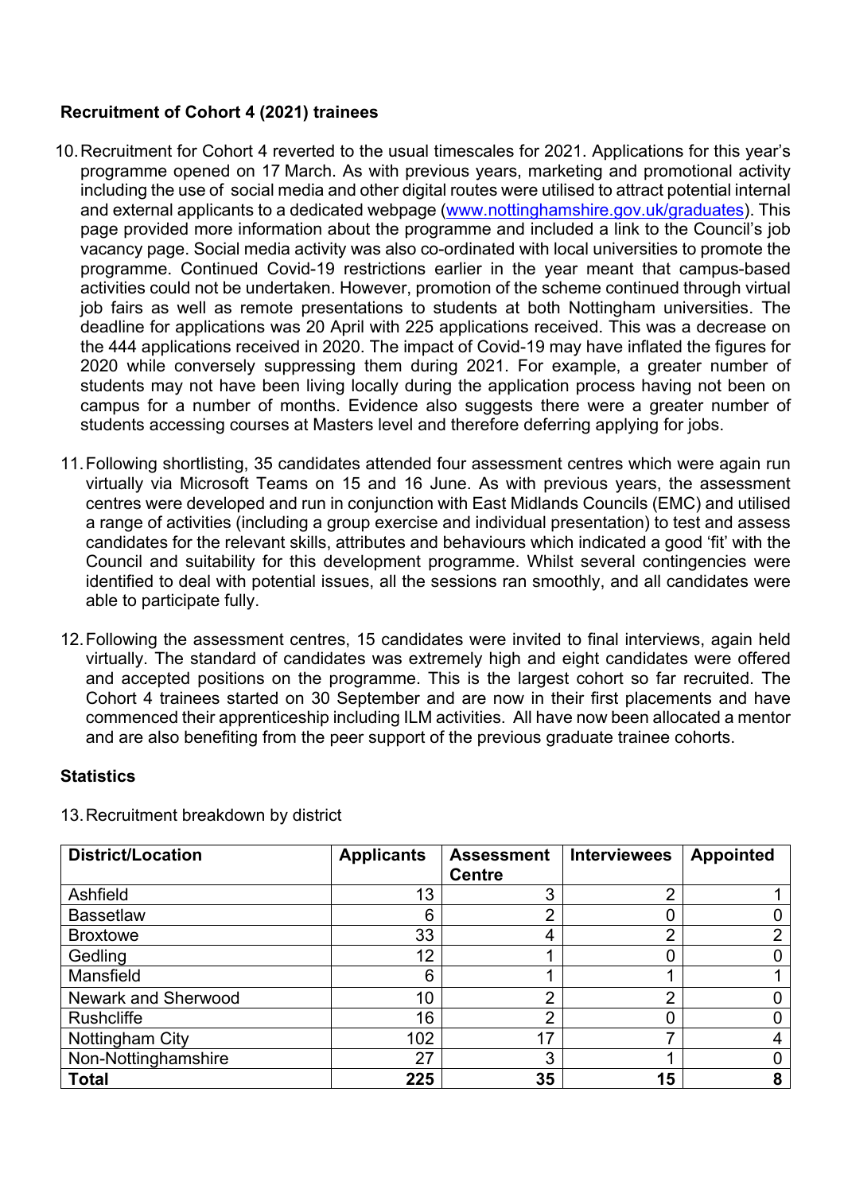**Recruitment of Cohort 4 (2021) trainees**

10. Recruitment for Cohort 4 reverted to the usual timescales for 2021. Applications for this year's programme opened on 17 March. As with previous years, marketing and promotional activity including the use of social media and other digital routes were utilised to attract potential internal and external applicants to a dedicated webpage (www.nottinghamshire.gov.uk/graduates). This page provided more information about the programme and included a link to the Council's job vacancy page. Social media activity was also co-ordinated with local universities to promote the programme. Continued Covid-19 restrictions earlier in the year meant that campus-based activities could not be undertaken. However, promotion of the scheme continued through virtual job fairs as well as remote presentations to students at both Nottingham universities. The deadline for applications was 20 April with 225 applications received. This was a decrease on the 444 applications received in 2020. The impact of Covid-19 may have inflated the figures for 2020 while conversely suppressing them during 2021. For example, a greater number of students may not have been living locally during the application process having not been on campus for a number of months. Evidence also suggests there were a greater number of students accessing courses at Masters level and therefore deferring applying for jobs.

11. Following shortlisting, 35 candidates attended four assessment centres which were again run virtually via Microsoft Teams on 15 and 16 June. As with previous years, the assessment centres were developed and run in conjunction with East Midlands Councils (EMC) and utilised a range of activities (including a group exercise and individual presentation) to test and assess candidates for the relevant skills, attributes and behaviours which indicated a good 'fit' with the Council and suitability for this development programme. Whilst several contingencies were identified to deal with potential issues, all the sessions ran smoothly, and all candidates were able to participate fully.

12. Following the assessment centres, 15 candidates were invited to final interviews, again held virtually. The standard of candidates was extremely high and eight candidates were offered and accepted positions on the programme. This is the largest cohort so far recruited. The Cohort 4 trainees started on 30 September and are now in their first placements and have commenced their apprenticeship including ILM activities. All have now been allocated a mentor and are also benefiting from the peer support of the previous graduate trainee cohorts.

**Statistics**

13. Recruitment breakdown by district

| District/Location | Applicants | Assessment Centre | Interviewees | Appointed |
|---|---|---|---|---|
| Ashfield | 13 | 3 | 2 | 1 |
| Bassetlaw | 6 | 2 | 0 | 0 |
| Broxtowe | 33 | 4 | 2 | 2 |
| Gedling | 12 | 1 | 0 | 0 |
| Mansfield | 6 | 1 | 1 | 1 |
| Newark and Sherwood | 10 | 2 | 2 | 0 |
| Rushcliffe | 16 | 2 | 0 | 0 |
| Nottingham City | 102 | 17 | 7 | 4 |
| Non-Nottinghamshire | 27 | 3 | 1 | 0 |
| **Total** | **225** | **35** | **15** | **8** |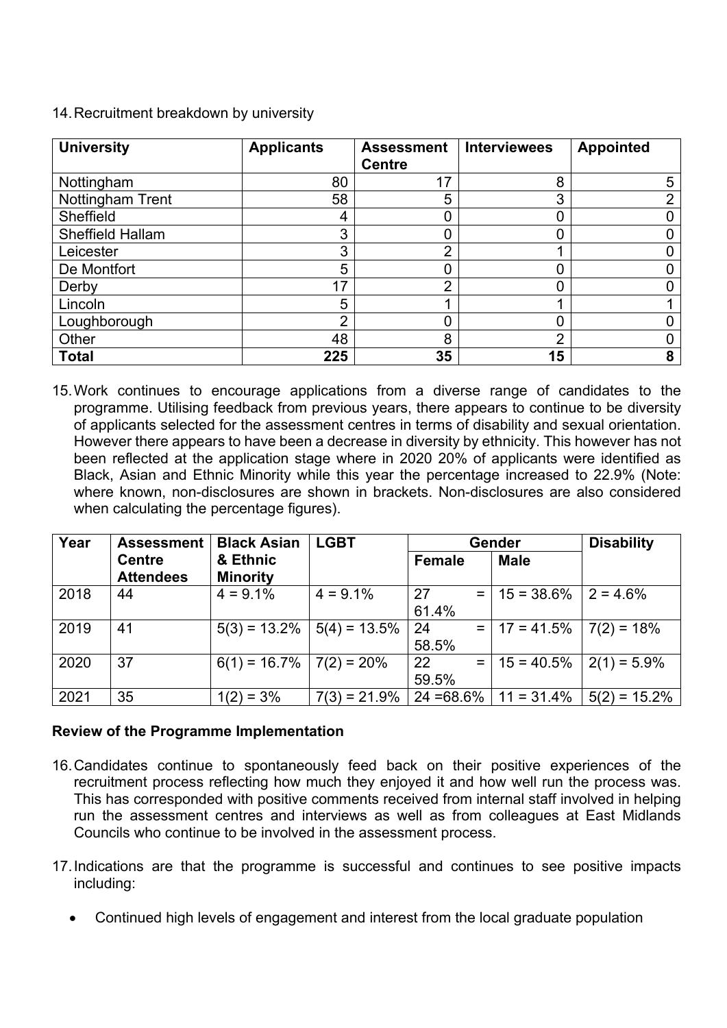14. Recruitment breakdown by university

| University | Applicants | Assessment Centre | Interviewees | Appointed |
|---|---|---|---|---|
| Nottingham | 80 | 17 | 8 | 5 |
| Nottingham Trent | 58 | 5 | 3 | 2 |
| Sheffield | 4 | 0 | 0 | 0 |
| Sheffield Hallam | 3 | 0 | 0 | 0 |
| Leicester | 3 | 2 | 1 | 0 |
| De Montfort | 5 | 0 | 0 | 0 |
| Derby | 17 | 2 | 0 | 0 |
| Lincoln | 5 | 1 | 1 | 1 |
| Loughborough | 2 | 0 | 0 | 0 |
| Other | 48 | 8 | 2 | 0 |
| **Total** | **225** | **35** | **15** | **8** |

15. Work continues to encourage applications from a diverse range of candidates to the programme. Utilising feedback from previous years, there appears to continue to be diversity of applicants selected for the assessment centres in terms of disability and sexual orientation. However there appears to have been a decrease in diversity by ethnicity. This however has not been reflected at the application stage where in 2020 20% of applicants were identified as Black, Asian and Ethnic Minority while this year the percentage increased to 22.9% (Note: where known, non-disclosures are shown in brackets. Non-disclosures are also considered when calculating the percentage figures).

| Year | Assessment Centre Attendees | Black Asian & Ethnic Minority | LGBT | Gender | | Disability |
|---|---|---|---|---|---|---|
| | | | | Female | Male | |
| 2018 | 44 | 4 = 9.1% | 4 = 9.1% | 27 = 61.4% | 15 = 38.6% | 2 = 4.6% |
| 2019 | 41 | 5(3) = 13.2% | 5(4) = 13.5% | 24 = 58.5% | 17 = 41.5% | 7(2) = 18% |
| 2020 | 37 | 6(1) = 16.7% | 7(2) = 20% | 22 = 59.5% | 15 = 40.5% | 2(1) = 5.9% |
| 2021 | 35 | 1(2) = 3% | 7(3) = 21.9% | 24 =68.6% | 11 = 31.4% | 5(2) = 15.2% |

**Review of the Programme Implementation**

16. Candidates continue to spontaneously feed back on their positive experiences of the recruitment process reflecting how much they enjoyed it and how well run the process was. This has corresponded with positive comments received from internal staff involved in helping run the assessment centres and interviews as well as from colleagues at East Midlands Councils who continue to be involved in the assessment process.

17. Indications are that the programme is successful and continues to see positive impacts including:

- Continued high levels of engagement and interest from the local graduate population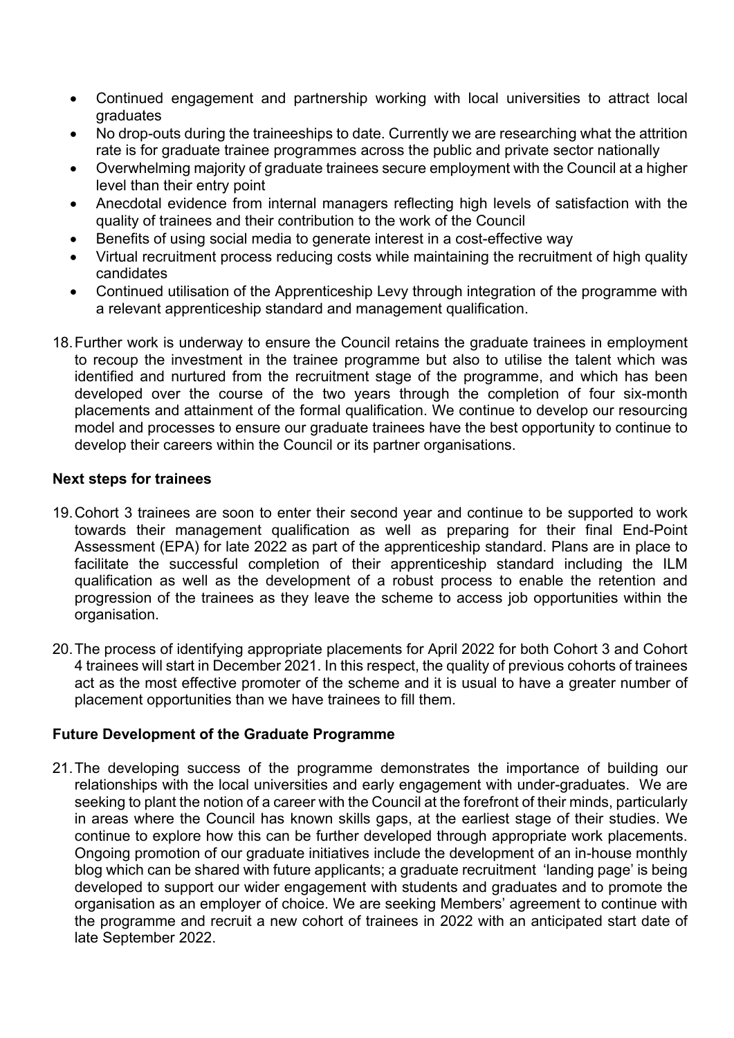- Continued engagement and partnership working with local universities to attract local graduates
- No drop-outs during the traineeships to date. Currently we are researching what the attrition rate is for graduate trainee programmes across the public and private sector nationally
- Overwhelming majority of graduate trainees secure employment with the Council at a higher level than their entry point
- Anecdotal evidence from internal managers reflecting high levels of satisfaction with the quality of trainees and their contribution to the work of the Council
- Benefits of using social media to generate interest in a cost-effective way
- Virtual recruitment process reducing costs while maintaining the recruitment of high quality candidates
- Continued utilisation of the Apprenticeship Levy through integration of the programme with a relevant apprenticeship standard and management qualification.

18. Further work is underway to ensure the Council retains the graduate trainees in employment to recoup the investment in the trainee programme but also to utilise the talent which was identified and nurtured from the recruitment stage of the programme, and which has been developed over the course of the two years through the completion of four six-month placements and attainment of the formal qualification. We continue to develop our resourcing model and processes to ensure our graduate trainees have the best opportunity to continue to develop their careers within the Council or its partner organisations.

**Next steps for trainees**

19. Cohort 3 trainees are soon to enter their second year and continue to be supported to work towards their management qualification as well as preparing for their final End-Point Assessment (EPA) for late 2022 as part of the apprenticeship standard. Plans are in place to facilitate the successful completion of their apprenticeship standard including the ILM qualification as well as the development of a robust process to enable the retention and progression of the trainees as they leave the scheme to access job opportunities within the organisation.

20. The process of identifying appropriate placements for April 2022 for both Cohort 3 and Cohort 4 trainees will start in December 2021. In this respect, the quality of previous cohorts of trainees act as the most effective promoter of the scheme and it is usual to have a greater number of placement opportunities than we have trainees to fill them.

**Future Development of the Graduate Programme**

21. The developing success of the programme demonstrates the importance of building our relationships with the local universities and early engagement with under-graduates. We are seeking to plant the notion of a career with the Council at the forefront of their minds, particularly in areas where the Council has known skills gaps, at the earliest stage of their studies. We continue to explore how this can be further developed through appropriate work placements. Ongoing promotion of our graduate initiatives include the development of an in-house monthly blog which can be shared with future applicants; a graduate recruitment 'landing page' is being developed to support our wider engagement with students and graduates and to promote the organisation as an employer of choice. We are seeking Members' agreement to continue with the programme and recruit a new cohort of trainees in 2022 with an anticipated start date of late September 2022.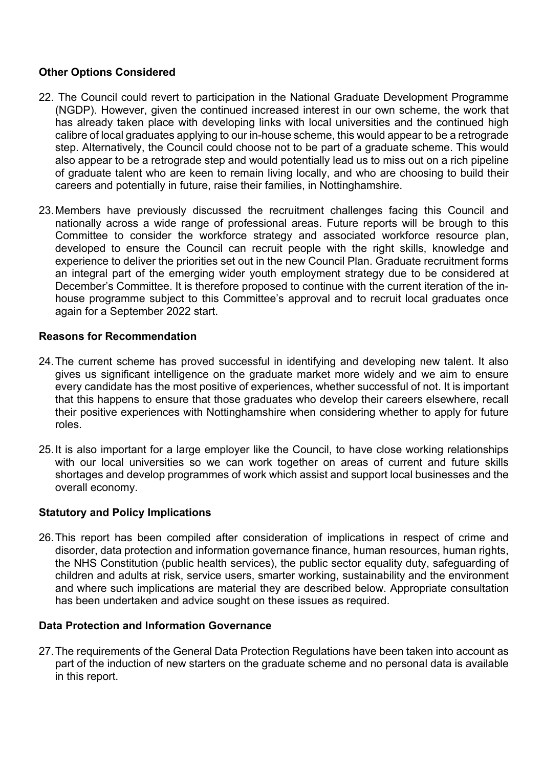**Other Options Considered**

22. The Council could revert to participation in the National Graduate Development Programme (NGDP). However, given the continued increased interest in our own scheme, the work that has already taken place with developing links with local universities and the continued high calibre of local graduates applying to our in-house scheme, this would appear to be a retrograde step. Alternatively, the Council could choose not to be part of a graduate scheme. This would also appear to be a retrograde step and would potentially lead us to miss out on a rich pipeline of graduate talent who are keen to remain living locally, and who are choosing to build their careers and potentially in future, raise their families, in Nottinghamshire.

23. Members have previously discussed the recruitment challenges facing this Council and nationally across a wide range of professional areas. Future reports will be brough to this Committee to consider the workforce strategy and associated workforce resource plan, developed to ensure the Council can recruit people with the right skills, knowledge and experience to deliver the priorities set out in the new Council Plan. Graduate recruitment forms an integral part of the emerging wider youth employment strategy due to be considered at December's Committee. It is therefore proposed to continue with the current iteration of the in-house programme subject to this Committee's approval and to recruit local graduates once again for a September 2022 start.

**Reasons for Recommendation**

24. The current scheme has proved successful in identifying and developing new talent. It also gives us significant intelligence on the graduate market more widely and we aim to ensure every candidate has the most positive of experiences, whether successful of not. It is important that this happens to ensure that those graduates who develop their careers elsewhere, recall their positive experiences with Nottinghamshire when considering whether to apply for future roles.

25. It is also important for a large employer like the Council, to have close working relationships with our local universities so we can work together on areas of current and future skills shortages and develop programmes of work which assist and support local businesses and the overall economy.

**Statutory and Policy Implications**

26. This report has been compiled after consideration of implications in respect of crime and disorder, data protection and information governance finance, human resources, human rights, the NHS Constitution (public health services), the public sector equality duty, safeguarding of children and adults at risk, service users, smarter working, sustainability and the environment and where such implications are material they are described below. Appropriate consultation has been undertaken and advice sought on these issues as required.

**Data Protection and Information Governance**

27. The requirements of the General Data Protection Regulations have been taken into account as part of the induction of new starters on the graduate scheme and no personal data is available in this report.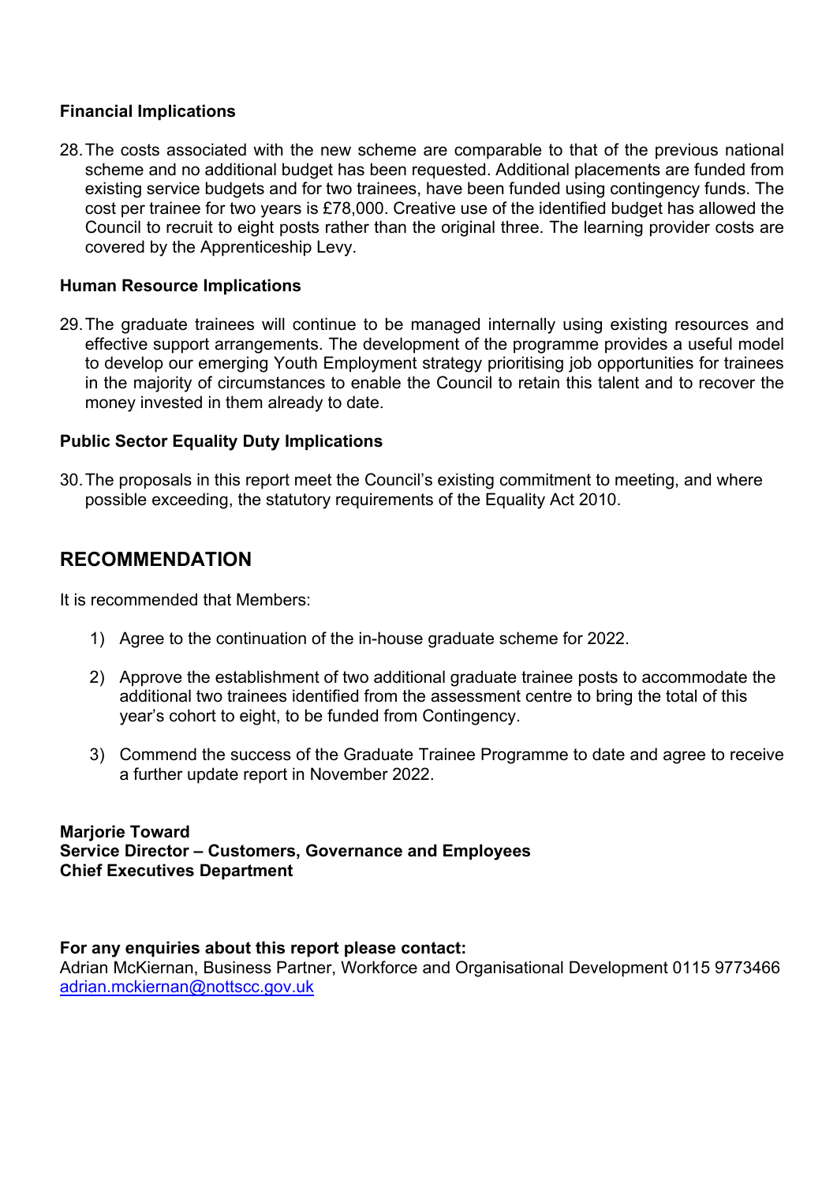**Financial Implications**

28. The costs associated with the new scheme are comparable to that of the previous national scheme and no additional budget has been requested. Additional placements are funded from existing service budgets and for two trainees, have been funded using contingency funds. The cost per trainee for two years is £78,000. Creative use of the identified budget has allowed the Council to recruit to eight posts rather than the original three. The learning provider costs are covered by the Apprenticeship Levy.

**Human Resource Implications**

29. The graduate trainees will continue to be managed internally using existing resources and effective support arrangements. The development of the programme provides a useful model to develop our emerging Youth Employment strategy prioritising job opportunities for trainees in the majority of circumstances to enable the Council to retain this talent and to recover the money invested in them already to date.

**Public Sector Equality Duty Implications**

30. The proposals in this report meet the Council's existing commitment to meeting, and where possible exceeding, the statutory requirements of the Equality Act 2010.

## RECOMMENDATION

It is recommended that Members:

1) Agree to the continuation of the in-house graduate scheme for 2022.

2) Approve the establishment of two additional graduate trainee posts to accommodate the additional two trainees identified from the assessment centre to bring the total of this year's cohort to eight, to be funded from Contingency.

3) Commend the success of the Graduate Trainee Programme to date and agree to receive a further update report in November 2022.

**Marjorie Toward**
**Service Director – Customers, Governance and Employees**
**Chief Executives Department**

**For any enquiries about this report please contact:**
Adrian McKiernan, Business Partner, Workforce and Organisational Development 0115 9773466
adrian.mckiernan@nottscc.gov.uk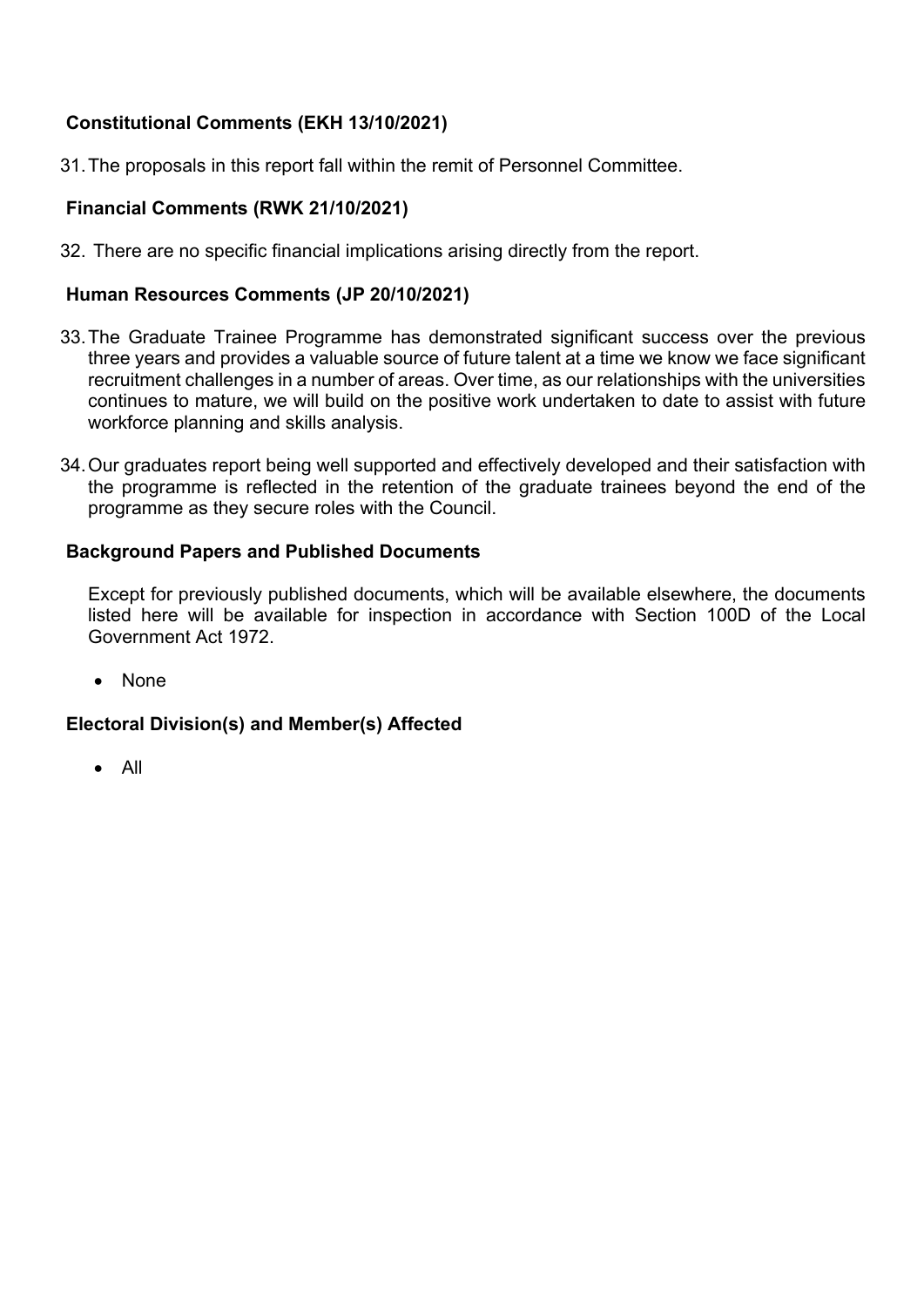### Constitutional Comments (EKH 13/10/2021)

31. The proposals in this report fall within the remit of Personnel Committee.

### Financial Comments (RWK 21/10/2021)

32. There are no specific financial implications arising directly from the report.

### Human Resources Comments (JP 20/10/2021)

33. The Graduate Trainee Programme has demonstrated significant success over the previous three years and provides a valuable source of future talent at a time we know we face significant recruitment challenges in a number of areas. Over time, as our relationships with the universities continues to mature, we will build on the positive work undertaken to date to assist with future workforce planning and skills analysis.

34. Our graduates report being well supported and effectively developed and their satisfaction with the programme is reflected in the retention of the graduate trainees beyond the end of the programme as they secure roles with the Council.

### Background Papers and Published Documents

Except for previously published documents, which will be available elsewhere, the documents listed here will be available for inspection in accordance with Section 100D of the Local Government Act 1972.

- None

### Electoral Division(s) and Member(s) Affected

- All